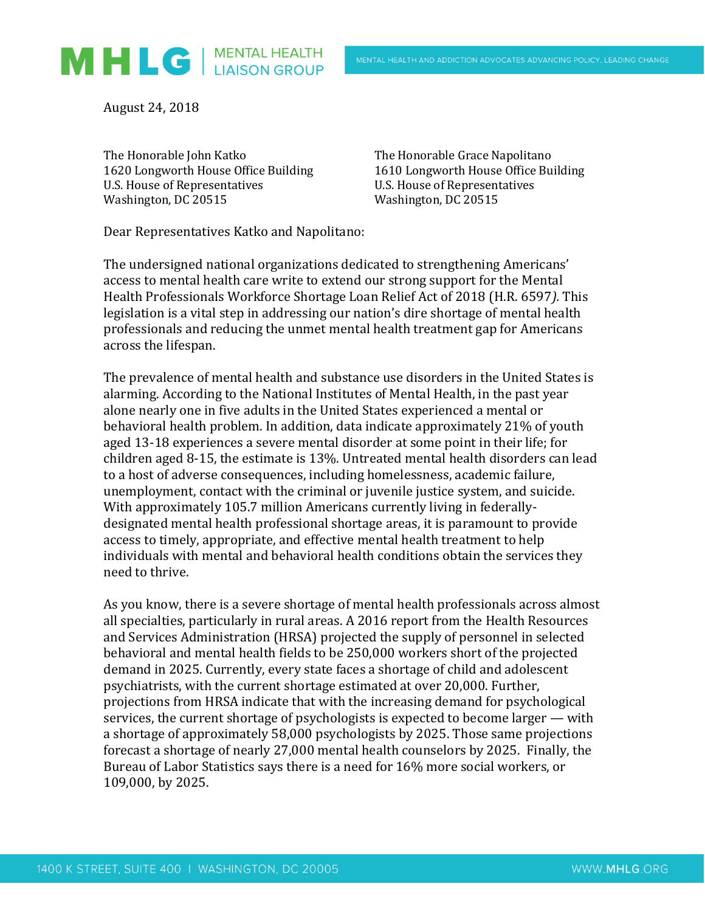August 24, 2018

The Honorable John Katko
1620 Longworth House Office Building
U.S. House of Representatives
Washington, DC 20515

The Honorable Grace Napolitano
1610 Longworth House Office Building
U.S. House of Representatives
Washington, DC 20515

Dear Representatives Katko and Napolitano:

The undersigned national organizations dedicated to strengthening Americans' access to mental health care write to extend our strong support for the Mental Health Professionals Workforce Shortage Loan Relief Act of 2018 (H.R. 6597*).* This legislation is a vital step in addressing our nation's dire shortage of mental health professionals and reducing the unmet mental health treatment gap for Americans across the lifespan.

The prevalence of mental health and substance use disorders in the United States is alarming. According to the National Institutes of Mental Health, in the past year alone nearly one in five adults in the United States experienced a mental or behavioral health problem. In addition, data indicate approximately 21% of youth aged 13-18 experiences a severe mental disorder at some point in their life; for children aged 8-15, the estimate is 13%. Untreated mental health disorders can lead to a host of adverse consequences, including homelessness, academic failure, unemployment, contact with the criminal or juvenile justice system, and suicide. With approximately 105.7 million Americans currently living in federally-designated mental health professional shortage areas, it is paramount to provide access to timely, appropriate, and effective mental health treatment to help individuals with mental and behavioral health conditions obtain the services they need to thrive.

As you know, there is a severe shortage of mental health professionals across almost all specialties, particularly in rural areas. A 2016 report from the Health Resources and Services Administration (HRSA) projected the supply of personnel in selected behavioral and mental health fields to be 250,000 workers short of the projected demand in 2025. Currently, every state faces a shortage of child and adolescent psychiatrists, with the current shortage estimated at over 20,000. Further, projections from HRSA indicate that with the increasing demand for psychological services, the current shortage of psychologists is expected to become larger — with a shortage of approximately 58,000 psychologists by 2025. Those same projections forecast a shortage of nearly 27,000 mental health counselors by 2025. Finally, the Bureau of Labor Statistics says there is a need for 16% more social workers, or 109,000, by 2025.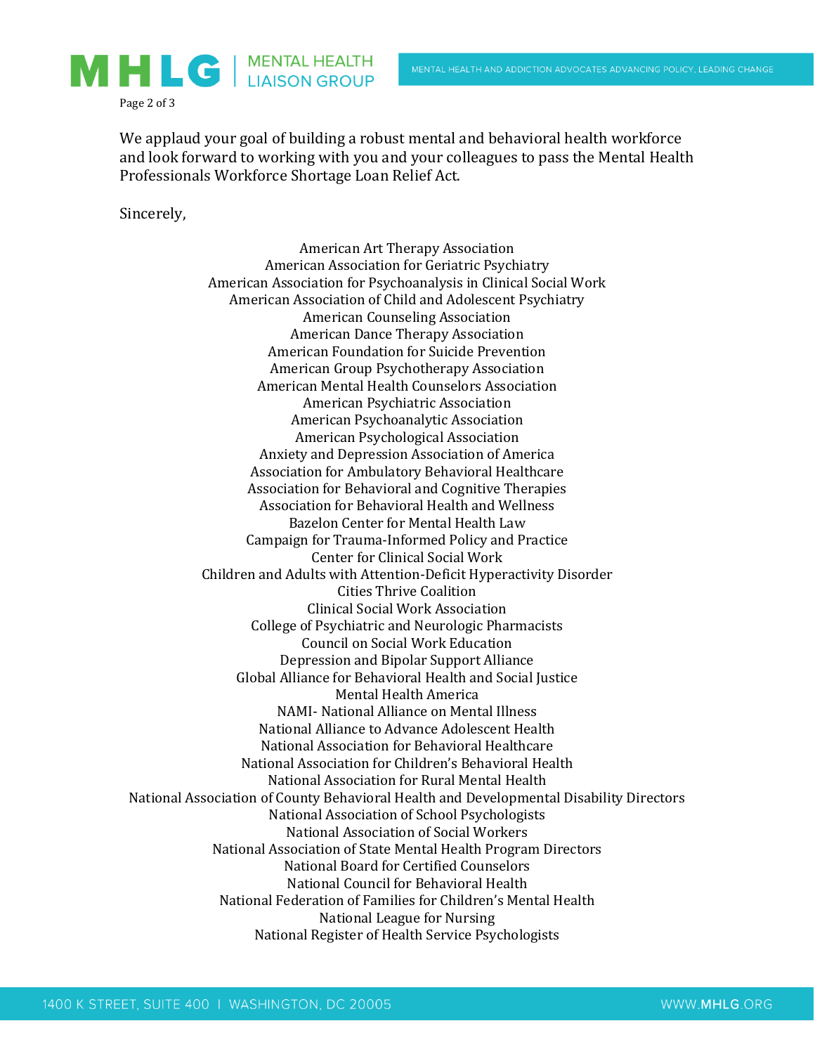We applaud your goal of building a robust mental and behavioral health workforce and look forward to working with you and your colleagues to pass the Mental Health Professionals Workforce Shortage Loan Relief Act.

Sincerely,

American Art Therapy Association
American Association for Geriatric Psychiatry
American Association for Psychoanalysis in Clinical Social Work
American Association of Child and Adolescent Psychiatry
American Counseling Association
American Dance Therapy Association
American Foundation for Suicide Prevention
American Group Psychotherapy Association
American Mental Health Counselors Association
American Psychiatric Association
American Psychoanalytic Association
American Psychological Association
Anxiety and Depression Association of America
Association for Ambulatory Behavioral Healthcare
Association for Behavioral and Cognitive Therapies
Association for Behavioral Health and Wellness
Bazelon Center for Mental Health Law
Campaign for Trauma-Informed Policy and Practice
Center for Clinical Social Work
Children and Adults with Attention-Deficit Hyperactivity Disorder
Cities Thrive Coalition
Clinical Social Work Association
College of Psychiatric and Neurologic Pharmacists
Council on Social Work Education
Depression and Bipolar Support Alliance
Global Alliance for Behavioral Health and Social Justice
Mental Health America
NAMI- National Alliance on Mental Illness
National Alliance to Advance Adolescent Health
National Association for Behavioral Healthcare
National Association for Children's Behavioral Health
National Association for Rural Mental Health
National Association of County Behavioral Health and Developmental Disability Directors
National Association of School Psychologists
National Association of Social Workers
National Association of State Mental Health Program Directors
National Board for Certified Counselors
National Council for Behavioral Health
National Federation of Families for Children's Mental Health
National League for Nursing
National Register of Health Service Psychologists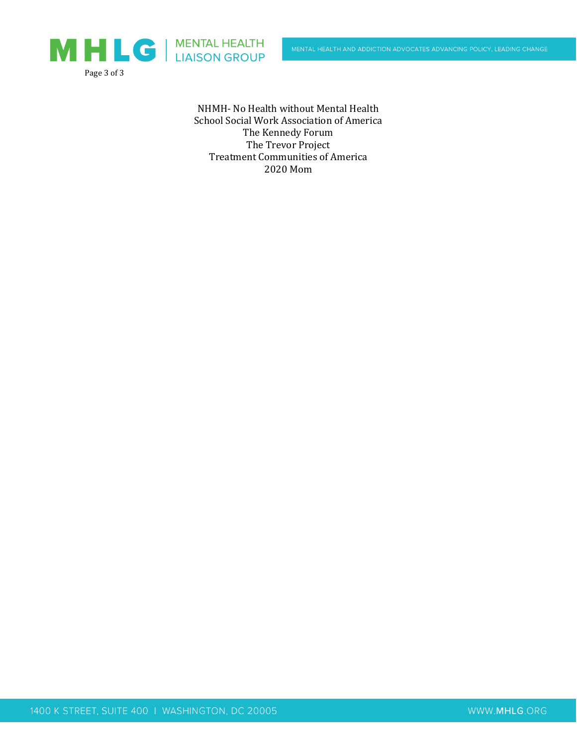NHMH- No Health without Mental Health
School Social Work Association of America
The Kennedy Forum
The Trevor Project
Treatment Communities of America
2020 Mom